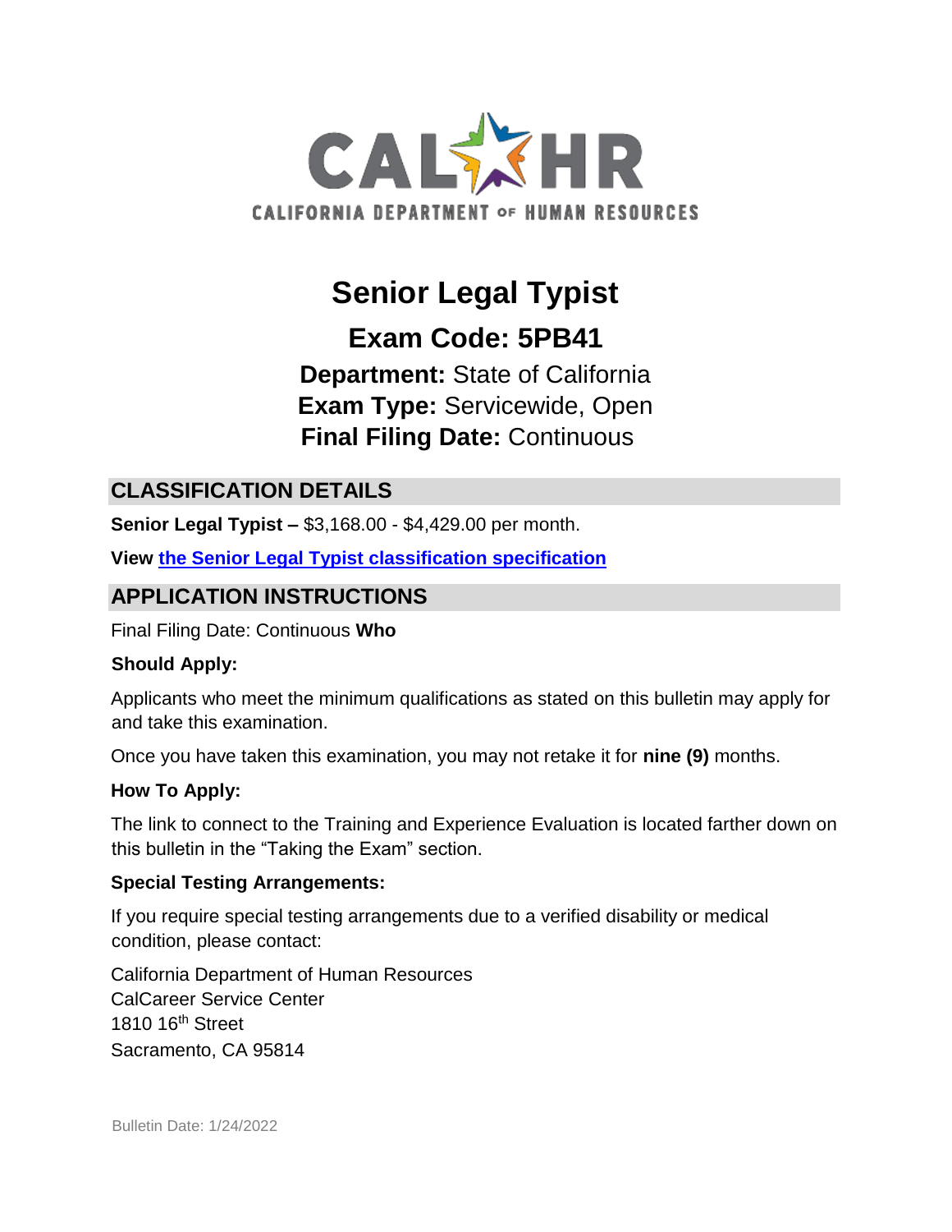CALHR

CALIFORNIA DEPARTMENT OF HUMAN RESOURCES

# Senior Legal Typist

## Exam Code: 5PB41

**Department:** State of California
**Exam Type:** Servicewide, Open
**Final Filing Date:** Continuous

## CLASSIFICATION DETAILS

**Senior Legal Typist –** $3,168.00 - $4,429.00 per month.

**View [the Senior Legal Typist classification specification]()**

## APPLICATION INSTRUCTIONS

Final Filing Date: Continuous **Who**

### Should Apply:

Applicants who meet the minimum qualifications as stated on this bulletin may apply for and take this examination.

Once you have taken this examination, you may not retake it for **nine (9)** months.

### How To Apply:

The link to connect to the Training and Experience Evaluation is located farther down on this bulletin in the "Taking the Exam" section.

### Special Testing Arrangements:

If you require special testing arrangements due to a verified disability or medical condition, please contact:

California Department of Human Resources
CalCareer Service Center
1810 16th Street
Sacramento, CA 95814

Bulletin Date: 1/24/2022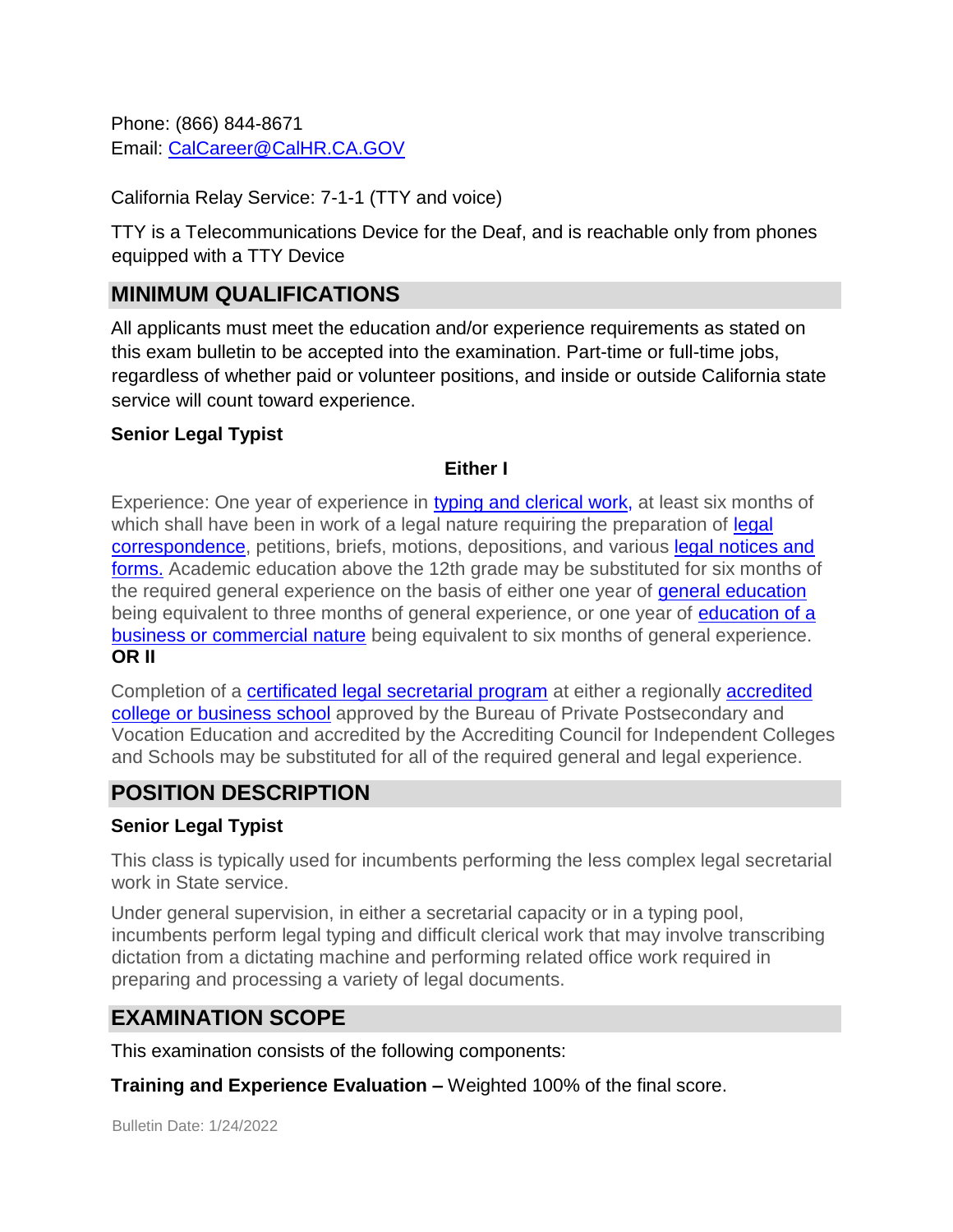Phone: (866) 844-8671
Email: CalCareer@CalHR.CA.GOV

California Relay Service: 7-1-1 (TTY and voice)

TTY is a Telecommunications Device for the Deaf, and is reachable only from phones equipped with a TTY Device

## MINIMUM QUALIFICATIONS

All applicants must meet the education and/or experience requirements as stated on this exam bulletin to be accepted into the examination. Part-time or full-time jobs, regardless of whether paid or volunteer positions, and inside or outside California state service will count toward experience.

**Senior Legal Typist**

**Either I**

Experience: One year of experience in typing and clerical work, at least six months of which shall have been in work of a legal nature requiring the preparation of legal correspondence, petitions, briefs, motions, depositions, and various legal notices and forms. Academic education above the 12th grade may be substituted for six months of the required general experience on the basis of either one year of general education being equivalent to three months of general experience, or one year of education of a business or commercial nature being equivalent to six months of general experience.
**OR II**

Completion of a certificated legal secretarial program at either a regionally accredited college or business school approved by the Bureau of Private Postsecondary and Vocation Education and accredited by the Accrediting Council for Independent Colleges and Schools may be substituted for all of the required general and legal experience.

## POSITION DESCRIPTION

**Senior Legal Typist**

This class is typically used for incumbents performing the less complex legal secretarial work in State service.

Under general supervision, in either a secretarial capacity or in a typing pool, incumbents perform legal typing and difficult clerical work that may involve transcribing dictation from a dictating machine and performing related office work required in preparing and processing a variety of legal documents.

## EXAMINATION SCOPE

This examination consists of the following components:

**Training and Experience Evaluation –** Weighted 100% of the final score.

Bulletin Date: 1/24/2022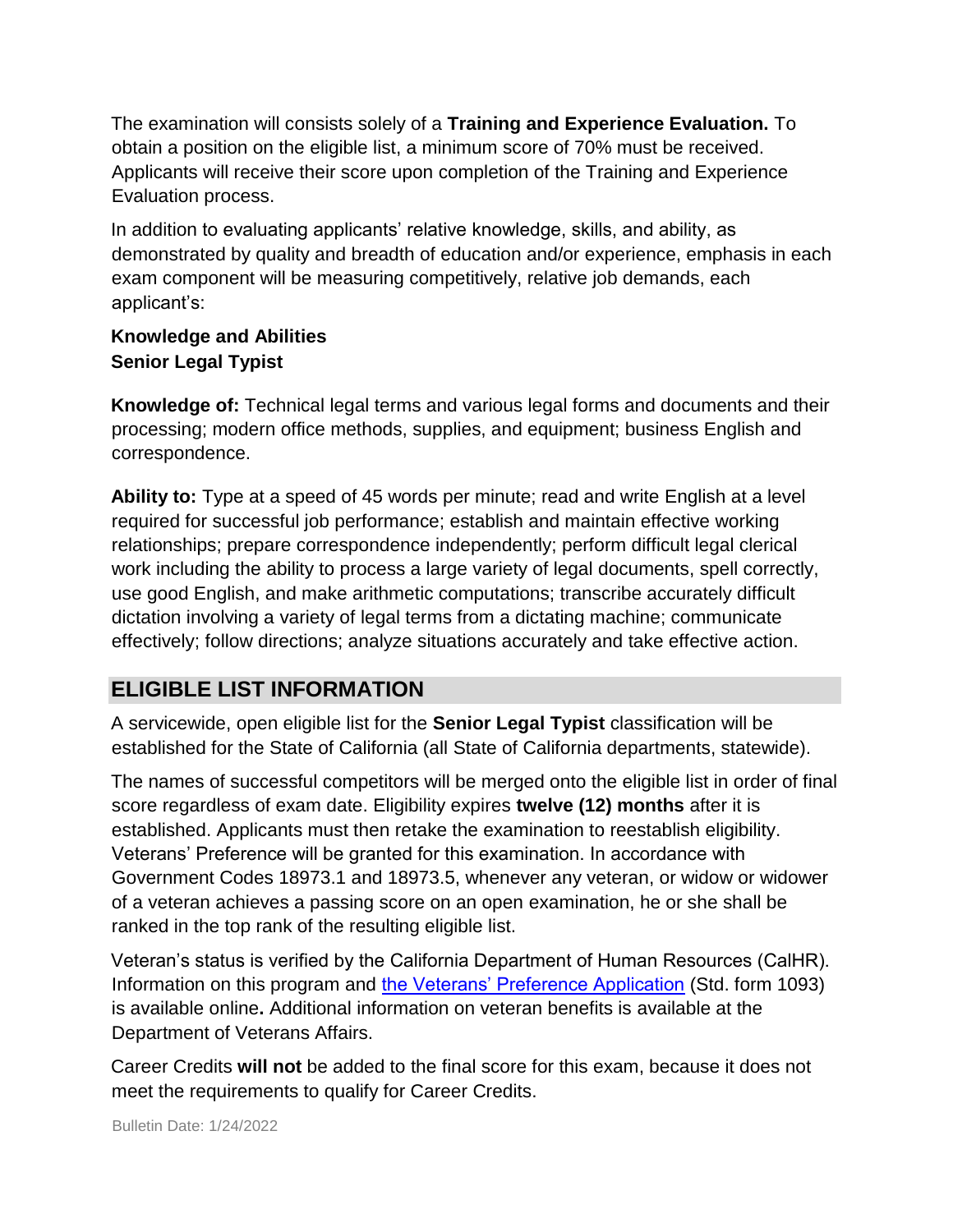The examination will consists solely of a **Training and Experience Evaluation.** To obtain a position on the eligible list, a minimum score of 70% must be received. Applicants will receive their score upon completion of the Training and Experience Evaluation process.

In addition to evaluating applicants' relative knowledge, skills, and ability, as demonstrated by quality and breadth of education and/or experience, emphasis in each exam component will be measuring competitively, relative job demands, each applicant's:

**Knowledge and Abilities**
**Senior Legal Typist**

**Knowledge of:** Technical legal terms and various legal forms and documents and their processing; modern office methods, supplies, and equipment; business English and correspondence.

**Ability to:** Type at a speed of 45 words per minute; read and write English at a level required for successful job performance; establish and maintain effective working relationships; prepare correspondence independently; perform difficult legal clerical work including the ability to process a large variety of legal documents, spell correctly, use good English, and make arithmetic computations; transcribe accurately difficult dictation involving a variety of legal terms from a dictating machine; communicate effectively; follow directions; analyze situations accurately and take effective action.

## ELIGIBLE LIST INFORMATION

A servicewide, open eligible list for the **Senior Legal Typist** classification will be established for the State of California (all State of California departments, statewide).

The names of successful competitors will be merged onto the eligible list in order of final score regardless of exam date. Eligibility expires **twelve (12) months** after it is established. Applicants must then retake the examination to reestablish eligibility. Veterans' Preference will be granted for this examination. In accordance with Government Codes 18973.1 and 18973.5, whenever any veteran, or widow or widower of a veteran achieves a passing score on an open examination, he or she shall be ranked in the top rank of the resulting eligible list.

Veteran's status is verified by the California Department of Human Resources (CalHR). Information on this program and the Veterans' Preference Application (Std. form 1093) is available online**.** Additional information on veteran benefits is available at the Department of Veterans Affairs.

Career Credits **will not** be added to the final score for this exam, because it does not meet the requirements to qualify for Career Credits.

Bulletin Date: 1/24/2022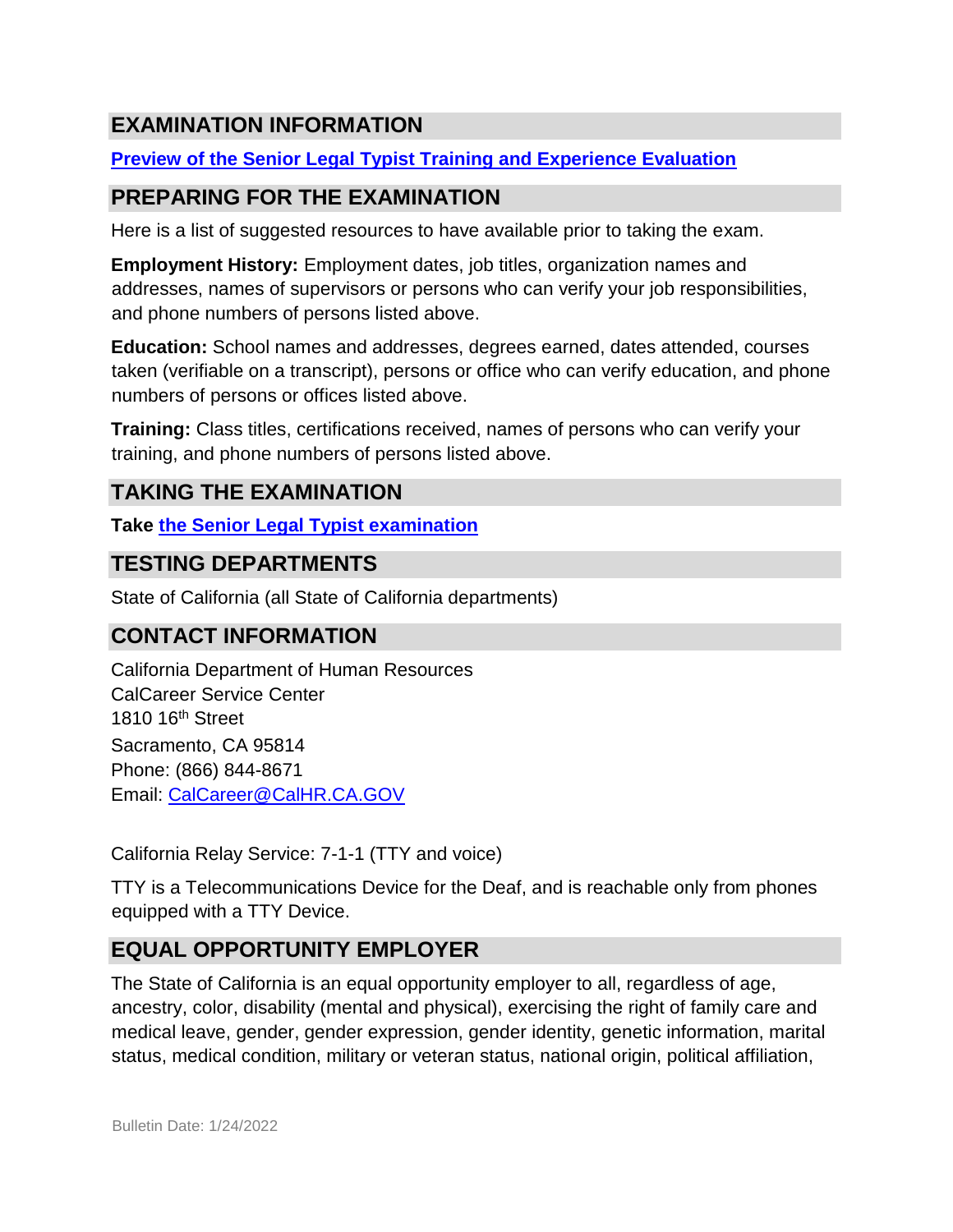## EXAMINATION INFORMATION

**Preview of the Senior Legal Typist Training and Experience Evaluation**

## PREPARING FOR THE EXAMINATION

Here is a list of suggested resources to have available prior to taking the exam.

**Employment History:** Employment dates, job titles, organization names and addresses, names of supervisors or persons who can verify your job responsibilities, and phone numbers of persons listed above.

**Education:** School names and addresses, degrees earned, dates attended, courses taken (verifiable on a transcript), persons or office who can verify education, and phone numbers of persons or offices listed above.

**Training:** Class titles, certifications received, names of persons who can verify your training, and phone numbers of persons listed above.

## TAKING THE EXAMINATION

**Take the Senior Legal Typist examination**

## TESTING DEPARTMENTS

State of California (all State of California departments)

## CONTACT INFORMATION

California Department of Human Resources
CalCareer Service Center
1810 16th Street
Sacramento, CA 95814
Phone: (866) 844-8671
Email: CalCareer@CalHR.CA.GOV

California Relay Service: 7-1-1 (TTY and voice)

TTY is a Telecommunications Device for the Deaf, and is reachable only from phones equipped with a TTY Device.

## EQUAL OPPORTUNITY EMPLOYER

The State of California is an equal opportunity employer to all, regardless of age, ancestry, color, disability (mental and physical), exercising the right of family care and medical leave, gender, gender expression, gender identity, genetic information, marital status, medical condition, military or veteran status, national origin, political affiliation,

Bulletin Date: 1/24/2022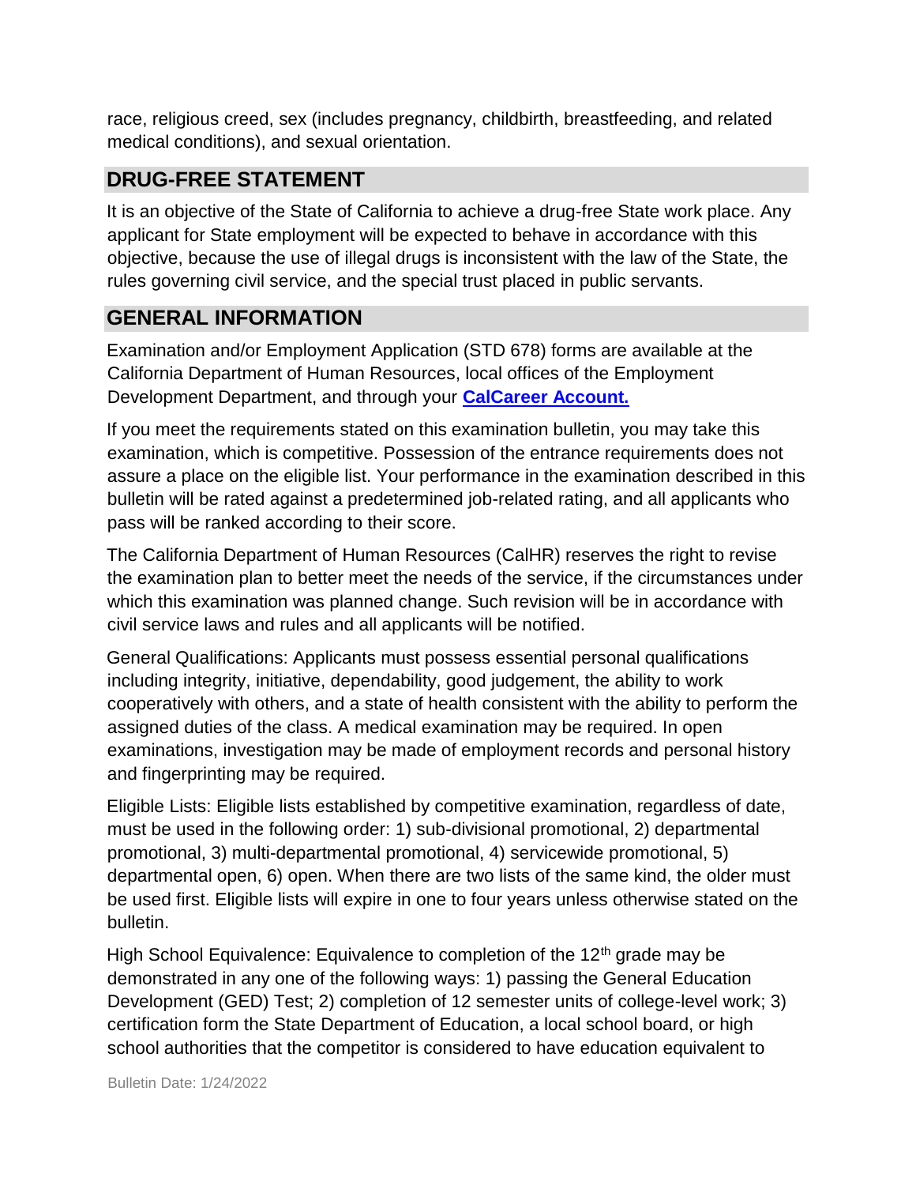race, religious creed, sex (includes pregnancy, childbirth, breastfeeding, and related medical conditions), and sexual orientation.

## DRUG-FREE STATEMENT

It is an objective of the State of California to achieve a drug-free State work place. Any applicant for State employment will be expected to behave in accordance with this objective, because the use of illegal drugs is inconsistent with the law of the State, the rules governing civil service, and the special trust placed in public servants.

## GENERAL INFORMATION

Examination and/or Employment Application (STD 678) forms are available at the California Department of Human Resources, local offices of the Employment Development Department, and through your **CalCareer Account.**

If you meet the requirements stated on this examination bulletin, you may take this examination, which is competitive. Possession of the entrance requirements does not assure a place on the eligible list. Your performance in the examination described in this bulletin will be rated against a predetermined job-related rating, and all applicants who pass will be ranked according to their score.

The California Department of Human Resources (CalHR) reserves the right to revise the examination plan to better meet the needs of the service, if the circumstances under which this examination was planned change. Such revision will be in accordance with civil service laws and rules and all applicants will be notified.

General Qualifications: Applicants must possess essential personal qualifications including integrity, initiative, dependability, good judgement, the ability to work cooperatively with others, and a state of health consistent with the ability to perform the assigned duties of the class. A medical examination may be required. In open examinations, investigation may be made of employment records and personal history and fingerprinting may be required.

Eligible Lists: Eligible lists established by competitive examination, regardless of date, must be used in the following order: 1) sub-divisional promotional, 2) departmental promotional, 3) multi-departmental promotional, 4) servicewide promotional, 5) departmental open, 6) open. When there are two lists of the same kind, the older must be used first. Eligible lists will expire in one to four years unless otherwise stated on the bulletin.

High School Equivalence: Equivalence to completion of the 12th grade may be demonstrated in any one of the following ways: 1) passing the General Education Development (GED) Test; 2) completion of 12 semester units of college-level work; 3) certification form the State Department of Education, a local school board, or high school authorities that the competitor is considered to have education equivalent to

Bulletin Date: 1/24/2022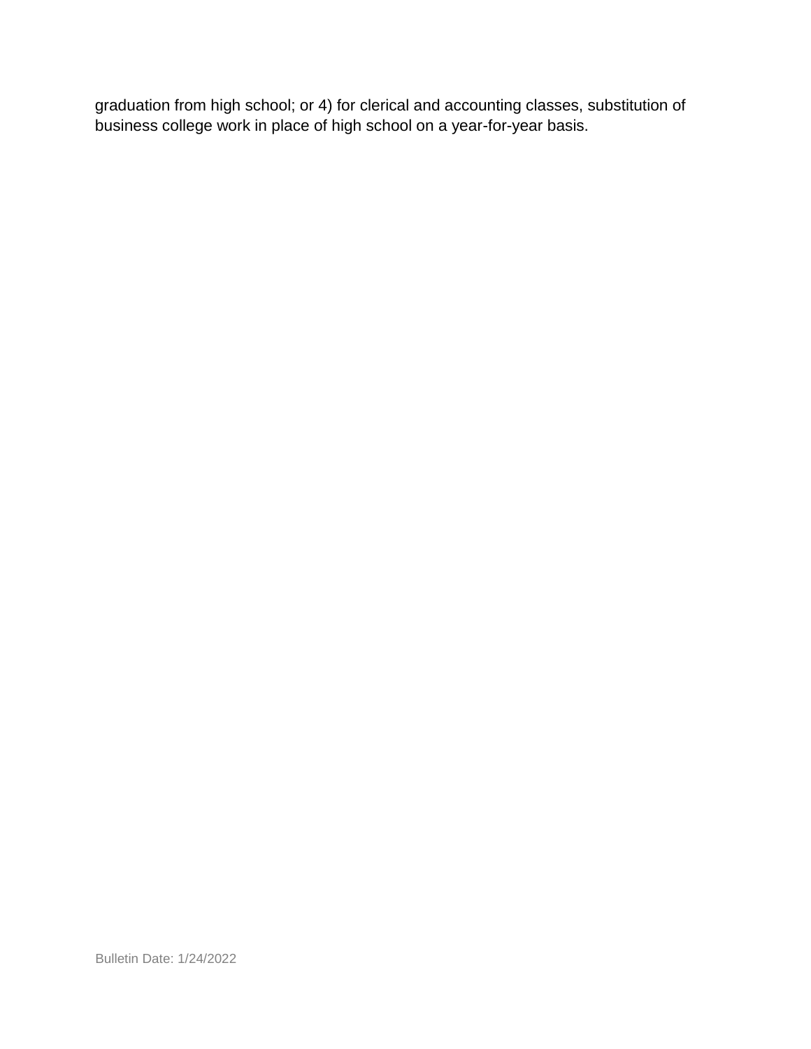graduation from high school; or 4) for clerical and accounting classes, substitution of business college work in place of high school on a year-for-year basis.

Bulletin Date: 1/24/2022